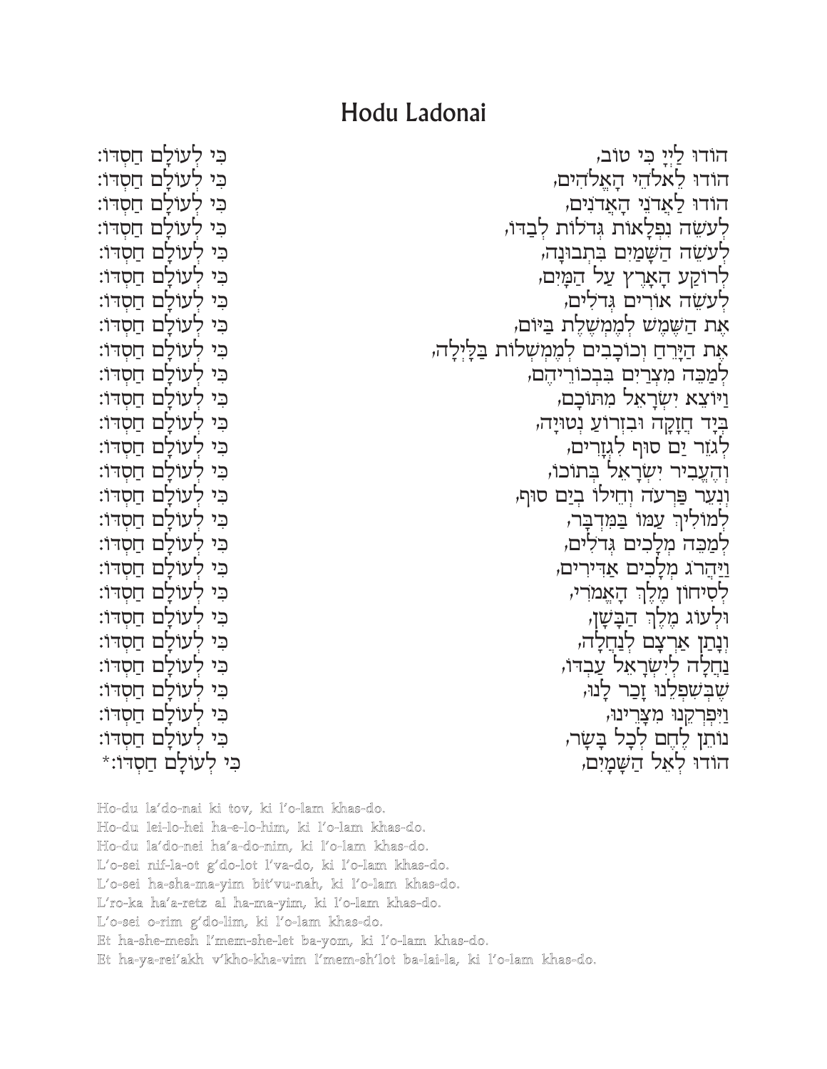# Hodu Ladonai

הוֹדוּ לַייָ כִּי טוֹב, כִּי לְעוֹלָם חַסְדּוֹ:
הוֹדוּ לֵאלֹהֵי הָאֱלֹהִים, כִּי לְעוֹלָם חַסְדּוֹ:
הוֹדוּ לַאֲדֹנֵי הָאֲדֹנִים, כִּי לְעוֹלָם חַסְדּוֹ:
לְעֹשֵׂה נִפְלָאוֹת גְּדֹלוֹת לְבַדּוֹ, כִּי לְעוֹלָם חַסְדּוֹ:
לְעֹשֵׂה הַשָּׁמַיִם בִּתְבוּנָה, כִּי לְעוֹלָם חַסְדּוֹ:
לְרוֹקַע הָאָרֶץ עַל הַמָּיִם, כִּי לְעוֹלָם חַסְדּוֹ:
לְעֹשֵׂה אוֹרִים גְּדֹלִים, כִּי לְעוֹלָם חַסְדּוֹ:
אֶת הַשֶּׁמֶשׁ לְמֶמְשֶׁלֶת בַּיּוֹם, כִּי לְעוֹלָם חַסְדּוֹ:
אֶת הַיָּרֵחַ וְכוֹכָבִים לְמֶמְשְׁלוֹת בַּלָּיְלָה, כִּי לְעוֹלָם חַסְדּוֹ:
לְמַכֵּה מִצְרַיִם בִּבְכוֹרֵיהֶם, כִּי לְעוֹלָם חַסְדּוֹ:
וַיּוֹצֵא יִשְׂרָאֵל מִתּוֹכָם, כִּי לְעוֹלָם חַסְדּוֹ:
בְּיָד חֲזָקָה וּבִזְרוֹעַ נְטוּיָה, כִּי לְעוֹלָם חַסְדּוֹ:
לְגֹזֵר יַם סוּף לִגְזָרִים, כִּי לְעוֹלָם חַסְדּוֹ:
וְהֶעֱבִיר יִשְׂרָאֵל בְּתוֹכוֹ, כִּי לְעוֹלָם חַסְדּוֹ:
וְנִעֵר פַּרְעֹה וְחֵילוֹ בְיַם סוּף, כִּי לְעוֹלָם חַסְדּוֹ:
לְמוֹלִיךְ עַמּוֹ בַּמִּדְבָּר, כִּי לְעוֹלָם חַסְדּוֹ:
לְמַכֵּה מְלָכִים גְּדֹלִים, כִּי לְעוֹלָם חַסְדּוֹ:
וַיַּהֲרֹג מְלָכִים אַדִּירִים, כִּי לְעוֹלָם חַסְדּוֹ:
לְסִיחוֹן מֶלֶךְ הָאֱמֹרִי, כִּי לְעוֹלָם חַסְדּוֹ:
וּלְעוֹג מֶלֶךְ הַבָּשָׁן, כִּי לְעוֹלָם חַסְדּוֹ:
וְנָתַן אַרְצָם לְנַחֲלָה, כִּי לְעוֹלָם חַסְדּוֹ:
נַחֲלָה לְיִשְׂרָאֵל עַבְדּוֹ, כִּי לְעוֹלָם חַסְדּוֹ:
שֶׁבְּשִׁפְלֵנוּ זָכַר לָנוּ, כִּי לְעוֹלָם חַסְדּוֹ:
וַיִּפְרְקֵנוּ מִצָּרֵינוּ, כִּי לְעוֹלָם חַסְדּוֹ:
נֹתֵן לֶחֶם לְכָל בָּשָׂר, כִּי לְעוֹלָם חַסְדּוֹ:
הוֹדוּ לְאֵל הַשָּׁמָיִם, כִּי לְעוֹלָם חַסְדּוֹ:*

Ho-du la'do-nai ki tov, ki l'o-lam khas-do.
Ho-du lei-lo-hei ha-e-lo-him, ki l'o-lam khas-do.
Ho-du la'do-nei ha'a-do-nim, ki l'o-lam khas-do.
L'o-sei nif-la-ot g'do-lot l'va-do, ki l'o-lam khas-do.
L'o-sei ha-sha-ma-yim bit'vu-nah, ki l'o-lam khas-do.
L'ro-ka ha'a-retz al ha-ma-yim, ki l'o-lam khas-do.
L'o-sei o-rim g'do-lim, ki l'o-lam khas-do.
Et ha-she-mesh l'mem-she-let ba-yom, ki l'o-lam khas-do.
Et ha-ya-rei'akh v'kho-kha-vim l'mem-sh'lot ba-lai-la, ki l'o-lam khas-do.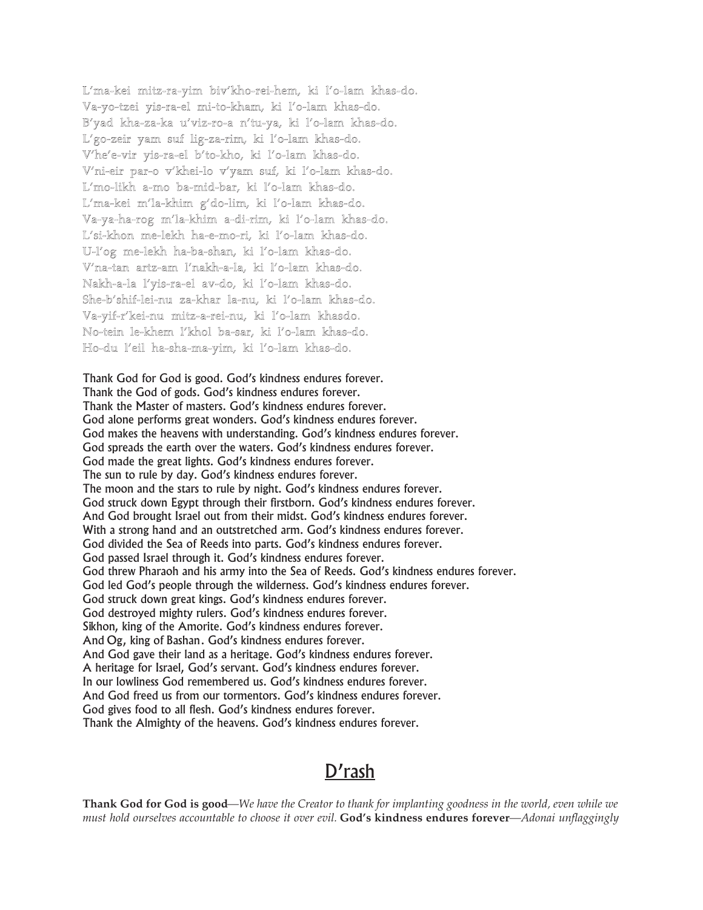L'ma-kei mitz-ra-yim biv'kho-rei-hem, ki l'o-lam khas-do.
Va-yo-tzei yis-ra-el mi-to-kham, ki l'o-lam khas-do.
B'yad kha-za-ka u'viz-ro-a n'tu-ya, ki l'o-lam khas-do.
L'go-zeir yam suf lig-za-rim, ki l'o-lam khas-do.
V'he'e-vir yis-ra-el b'to-kho, ki l'o-lam khas-do.
V'ni-eir par-o v'khei-lo v'yam suf, ki l'o-lam khas-do.
L'mo-likh a-mo ba-mid-bar, ki l'o-lam khas-do.
L'ma-kei m'la-khim g'do-lim, ki l'o-lam khas-do.
Va-ya-ha-rog m'la-khim a-di-rim, ki l'o-lam khas-do.
L'si-khon me-lekh ha-e-mo-ri, ki l'o-lam khas-do.
U-l'og me-lekh ha-ba-shan, ki l'o-lam khas-do.
V'na-tan artz-am l'nakh-a-la, ki l'o-lam khas-do.
Nakh-a-la l'yis-ra-el av-do, ki l'o-lam khas-do.
She-b'shif-lei-nu za-khar la-nu, ki l'o-lam khas-do.
Va-yif-r'kei-nu mitz-a-rei-nu, ki l'o-lam khasdo.
No-tein le-khem l'khol ba-sar, ki l'o-lam khas-do.
Ho-du l'eil ha-sha-ma-yim, ki l'o-lam khas-do.

Thank God for God is good. God's kindness endures forever.
Thank the God of gods. God's kindness endures forever.
Thank the Master of masters. God's kindness endures forever.
God alone performs great wonders. God's kindness endures forever.
God makes the heavens with understanding. God's kindness endures forever.
God spreads the earth over the waters. God's kindness endures forever.
God made the great lights. God's kindness endures forever.
The sun to rule by day. God's kindness endures forever.
The moon and the stars to rule by night. God's kindness endures forever.
God struck down Egypt through their firstborn. God's kindness endures forever.
And God brought Israel out from their midst. God's kindness endures forever.
With a strong hand and an outstretched arm. God's kindness endures forever.
God divided the Sea of Reeds into parts. God's kindness endures forever.
God passed Israel through it. God's kindness endures forever.
God threw Pharaoh and his army into the Sea of Reeds. God's kindness endures forever.
God led God's people through the wilderness. God's kindness endures forever.
God struck down great kings. God's kindness endures forever.
God destroyed mighty rulers. God's kindness endures forever.
Sikhon, king of the Amorite. God's kindness endures forever.
And Og, king of Bashan. God's kindness endures forever.
And God gave their land as a heritage. God's kindness endures forever.
A heritage for Israel, God's servant. God's kindness endures forever.
In our lowliness God remembered us. God's kindness endures forever.
And God freed us from our tormentors. God's kindness endures forever.
God gives food to all flesh. God's kindness endures forever.
Thank the Almighty of the heavens. God's kindness endures forever.

## D'rash

**Thank God for God is good**—*We have the Creator to thank for implanting goodness in the world, even while we must hold ourselves accountable to choose it over evil.* **God's kindness endures forever**—*Adonai unflaggingly*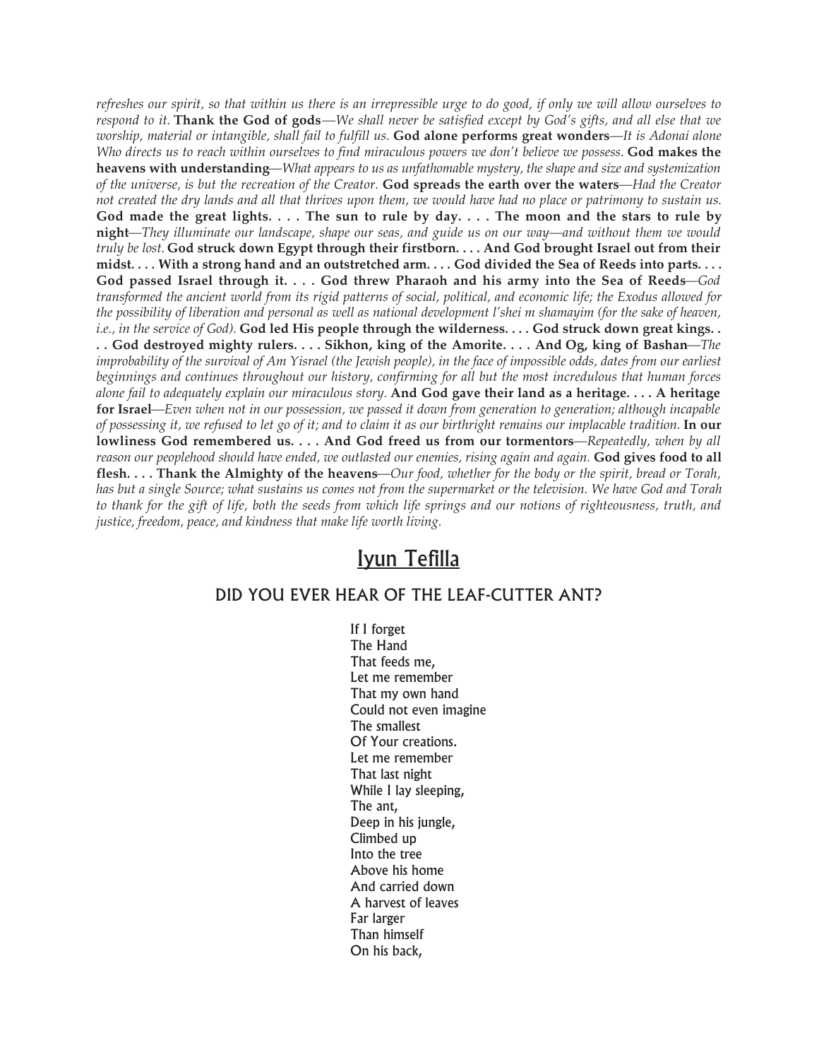*refreshes our spirit, so that within us there is an irrepressible urge to do good, if only we will allow ourselves to respond to it.* **Thank the God of gods**—*We shall never be satisfied except by God's gifts, and all else that we worship, material or intangible, shall fail to fulfill us.* **God alone performs great wonders**—*It is Adonai alone Who directs us to reach within ourselves to find miraculous powers we don't believe we possess.* **God makes the heavens with understanding**—*What appears to us as unfathomable mystery, the shape and size and systemization of the universe, is but the recreation of the Creator.* **God spreads the earth over the waters**—*Had the Creator not created the dry lands and all that thrives upon them, we would have had no place or patrimony to sustain us.* **God made the great lights. . . . The sun to rule by day. . . . The moon and the stars to rule by night**—*They illuminate our landscape, shape our seas, and guide us on our way—and without them we would truly be lost.* **God struck down Egypt through their firstborn. . . . And God brought Israel out from their midst. . . . With a strong hand and an outstretched arm. . . . God divided the Sea of Reeds into parts. . . . God passed Israel through it. . . . God threw Pharaoh and his army into the Sea of Reeds**—*God transformed the ancient world from its rigid patterns of social, political, and economic life; the Exodus allowed for the possibility of liberation and personal as well as national development l'shei m shamayim (for the sake of heaven, i.e., in the service of God).* **God led His people through the wilderness. . . . God struck down great kings. . . . God destroyed mighty rulers. . . . Sikhon, king of the Amorite. . . . And Og, king of Bashan**—*The improbability of the survival of Am Yisrael (the Jewish people), in the face of impossible odds, dates from our earliest beginnings and continues throughout our history, confirming for all but the most incredulous that human forces alone fail to adequately explain our miraculous story.* **And God gave their land as a heritage. . . . A heritage for Israel**—*Even when not in our possession, we passed it down from generation to generation; although incapable of possessing it, we refused to let go of it; and to claim it as our birthright remains our implacable tradition.* **In our lowliness God remembered us. . . . And God freed us from our tormentors**—*Repeatedly, when by all reason our peoplehood should have ended, we outlasted our enemies, rising again and again.* **God gives food to all flesh. . . . Thank the Almighty of the heavens**—*Our food, whether for the body or the spirit, bread or Torah, has but a single Source; what sustains us comes not from the supermarket or the television. We have God and Torah to thank for the gift of life, both the seeds from which life springs and our notions of righteousness, truth, and justice, freedom, peace, and kindness that make life worth living.*

# Iyun Tefilla

## DID YOU EVER HEAR OF THE LEAF-CUTTER ANT?

If I forget
The Hand
That feeds me,
Let me remember
That my own hand
Could not even imagine
The smallest
Of Your creations.
Let me remember
That last night
While I lay sleeping,
The ant,
Deep in his jungle,
Climbed up
Into the tree
Above his home
And carried down
A harvest of leaves
Far larger
Than himself
On his back,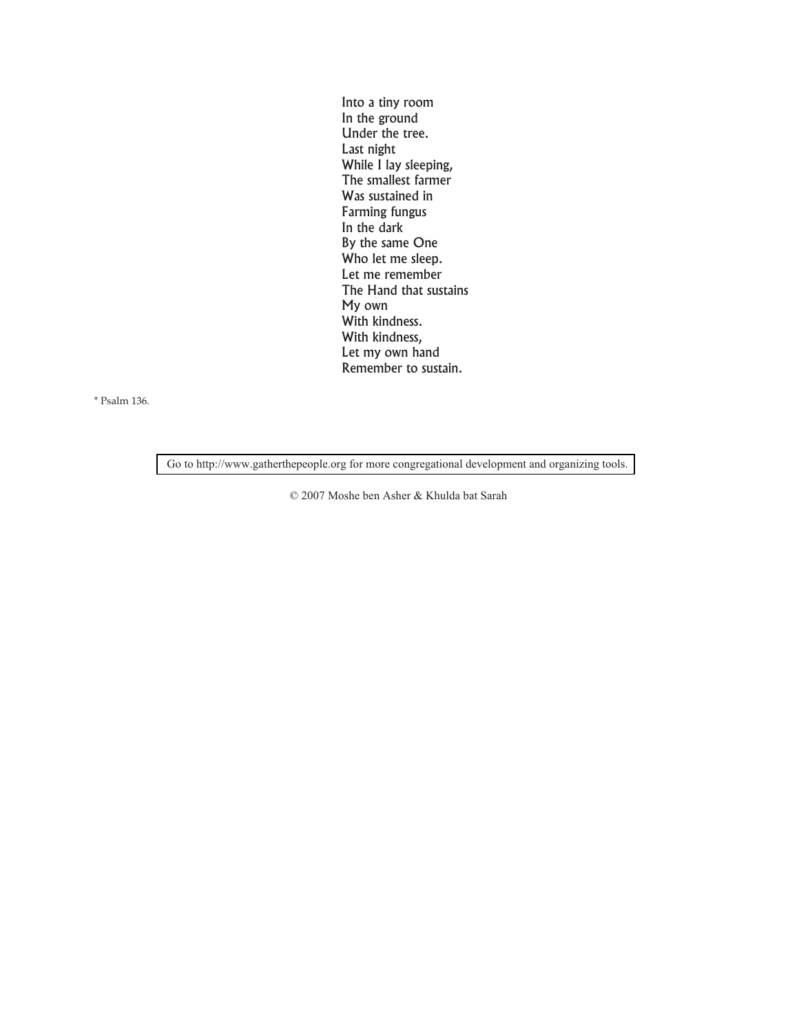Into a tiny room  
In the ground  
Under the tree.  
Last night  
While I lay sleeping,  
The smallest farmer  
Was sustained in  
Farming fungus  
In the dark  
By the same One  
Who let me sleep.  
Let me remember  
The Hand that sustains  
My own  
With kindness.  
With kindness,  
Let my own hand  
Remember to sustain.

* Psalm 136.

Go to http://www.gatherthepeople.org for more congregational development and organizing tools.

© 2007 Moshe ben Asher & Khulda bat Sarah